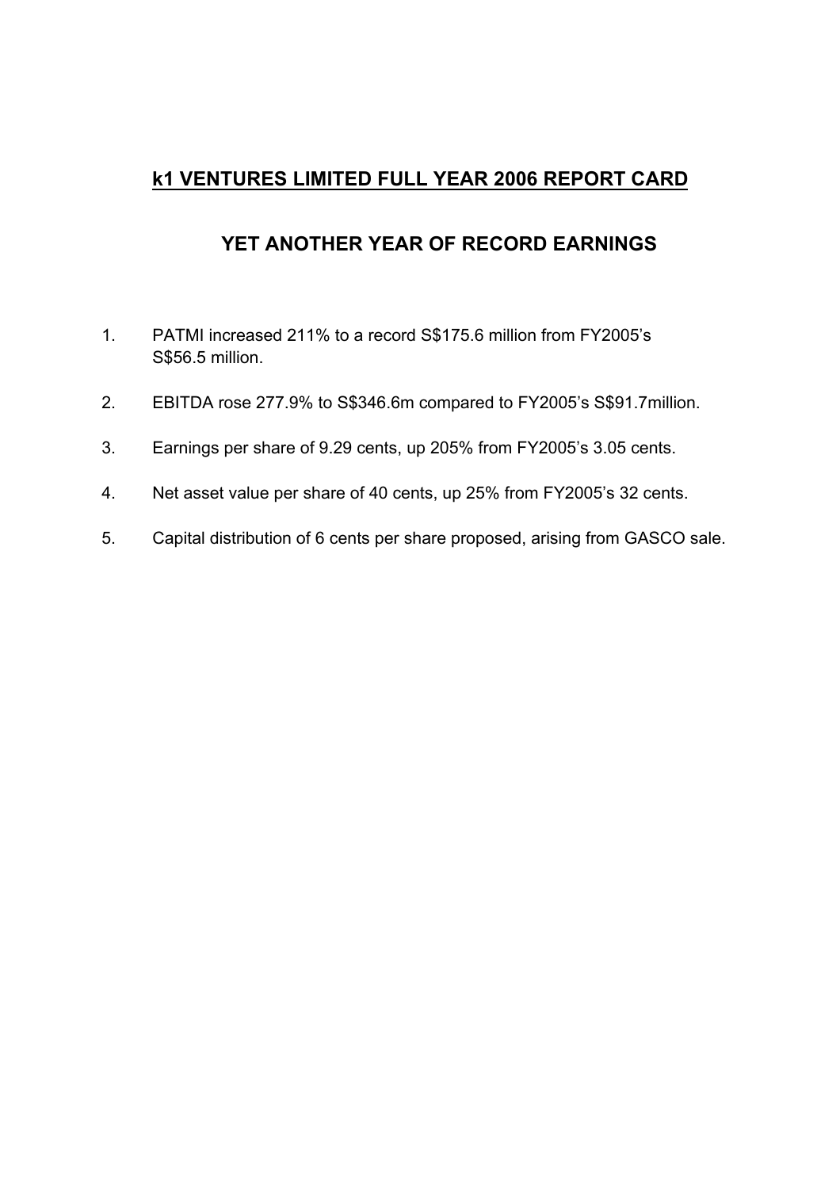# k1 VENTURES LIMITED FULL YEAR 2006 REPORT CARD

## YET ANOTHER YEAR OF RECORD EARNINGS

1. PATMI increased 211% to a record S$175.6 million from FY2005's S$56.5 million.

2. EBITDA rose 277.9% to S$346.6m compared to FY2005's S$91.7million.

3. Earnings per share of 9.29 cents, up 205% from FY2005's 3.05 cents.

4. Net asset value per share of 40 cents, up 25% from FY2005's 32 cents.

5. Capital distribution of 6 cents per share proposed, arising from GASCO sale.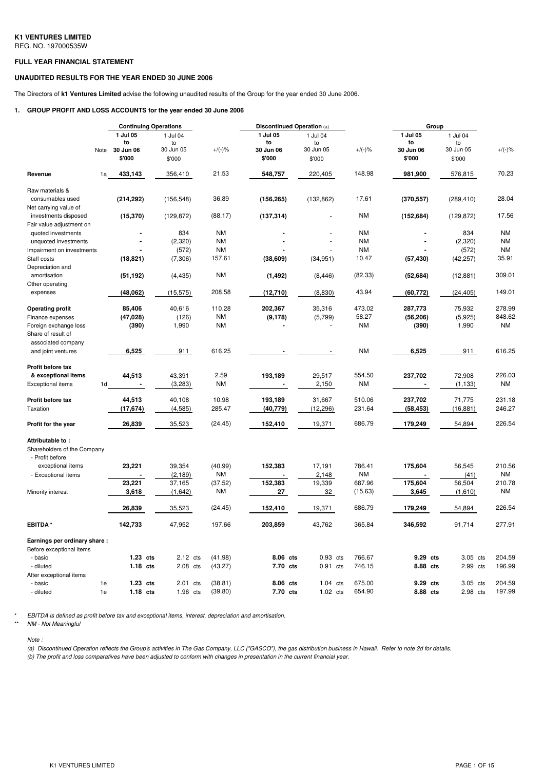**K1 VENTURES LIMITED**
REG. NO. 197000535W

**FULL YEAR FINANCIAL STATEMENT**

**UNAUDITED RESULTS FOR THE YEAR ENDED 30 JUNE 2006**

The Directors of **k1 Ventures Limited** advise the following unaudited results of the Group for the year ended 30 June 2006.

**1. GROUP PROFIT AND LOSS ACCOUNTS for the year ended 30 June 2006**

| | Note | Continuing Operations | | | Discontinued Operation (a) | | | Group | | |
|---|---|---|---|---|---|---|---|---|---|---|
| | | **1 Jul 05 to 30 Jun 06 $'000** | 1 Jul 04 to 30 Jun 05 $'000 | +/(-)% | **1 Jul 05 to 30 Jun 06 $'000** | 1 Jul 04 to 30 Jun 05 $'000 | +/(-)% | **1 Jul 05 to 30 Jun 06 $'000** | 1 Jul 04 to 30 Jun 05 $'000 | +/(-)% |
| **Revenue** | 1a | **433,143** | 356,410 | 21.53 | **548,757** | 220,405 | 148.98 | **981,900** | 576,815 | 70.23 |
| Raw materials & consumables used | | **(214,292)** | (156,548) | 36.89 | **(156,265)** | (132,862) | 17.61 | **(370,557)** | (289,410) | 28.04 |
| Net carrying value of investments disposed | | **(15,370)** | (129,872) | (88.17) | **(137,314)** | - | NM | **(152,684)** | (129,872) | 17.56 |
| Fair value adjustment on | | | | | | | | | | |
| quoted investments | | **-** | 834 | NM | **-** | - | NM | **-** | 834 | NM |
| unquoted investments | | **-** | (2,320) | NM | **-** | - | NM | **-** | (2,320) | NM |
| Impairment on investments | | **-** | (572) | NM | **-** | - | NM | **-** | (572) | NM |
| Staff costs | | **(18,821)** | (7,306) | 157.61 | **(38,609)** | (34,951) | 10.47 | **(57,430)** | (42,257) | 35.91 |
| Depreciation and amortisation | | **(51,192)** | (4,435) | NM | **(1,492)** | (8,446) | (82.33) | **(52,684)** | (12,881) | 309.01 |
| Other operating expenses | | **(48,062)** | (15,575) | 208.58 | **(12,710)** | (8,830) | 43.94 | **(60,772)** | (24,405) | 149.01 |
| **Operating profit** | | **85,406** | 40,616 | 110.28 | **202,367** | 35,316 | 473.02 | **287,773** | 75,932 | 278.99 |
| Finance expenses | | **(47,028)** | (126) | NM | **(9,178)** | (5,799) | 58.27 | **(56,206)** | (5,925) | 848.62 |
| Foreign exchange loss | | **(390)** | 1,990 | NM | **-** | - | NM | **(390)** | 1,990 | NM |
| Share of result of associated company and joint ventures | | **6,525** | 911 | 616.25 | **-** | - | NM | **6,525** | 911 | 616.25 |
| **Profit before tax & exceptional items** | | **44,513** | 43,391 | 2.59 | **193,189** | 29,517 | 554.50 | **237,702** | 72,908 | 226.03 |
| Exceptional items | 1d | **-** | (3,283) | NM | **-** | 2,150 | NM | **-** | (1,133) | NM |
| **Profit before tax** | | **44,513** | 40,108 | 10.98 | **193,189** | 31,667 | 510.06 | **237,702** | 71,775 | 231.18 |
| Taxation | | **(17,674)** | (4,585) | 285.47 | **(40,779)** | (12,296) | 231.64 | **(58,453)** | (16,881) | 246.27 |
| **Profit for the year** | | **26,839** | 35,523 | (24.45) | **152,410** | 19,371 | 686.79 | **179,249** | 54,894 | 226.54 |
| **Attributable to :** | | | | | | | | | | |
| Shareholders of the Company | | | | | | | | | | |
| - Profit before exceptional items | | **23,221** | 39,354 | (40.99) | **152,383** | 17,191 | 786.41 | **175,604** | 56,545 | 210.56 |
| - Exceptional items | | **-** | (2,189) | NM | **-** | 2,148 | NM | **-** | (41) | NM |
| | | **23,221** | 37,165 | (37.52) | **152,383** | 19,339 | 687.96 | **175,604** | 56,504 | 210.78 |
| Minority interest | | **3,618** | (1,642) | NM | **27** | 32 | (15.63) | **3,645** | (1,610) | NM |
| | | **26,839** | 35,523 | (24.45) | **152,410** | 19,371 | 686.79 | **179,249** | 54,894 | 226.54 |
| **EBITDA *** | | **142,733** | 47,952 | 197.66 | **203,859** | 43,762 | 365.84 | **346,592** | 91,714 | 277.91 |
| **Earnings per ordinary share :** | | | | | | | | | | |
| Before exceptional items | | | | | | | | | | |
| - basic | | **1.23 cts** | 2.12 cts | (41.98) | **8.06 cts** | 0.93 cts | 766.67 | **9.29 cts** | 3.05 cts | 204.59 |
| - diluted | | **1.18 cts** | 2.08 cts | (43.27) | **7.70 cts** | 0.91 cts | 746.15 | **8.88 cts** | 2.99 cts | 196.99 |
| After exceptional items | | | | | | | | | | |
| - basic | 1e | **1.23 cts** | 2.01 cts | (38.81) | **8.06 cts** | 1.04 cts | 675.00 | **9.29 cts** | 3.05 cts | 204.59 |
| - diluted | 1e | **1.18 cts** | 1.96 cts | (39.80) | **7.70 cts** | 1.02 cts | 654.90 | **8.88 cts** | 2.98 cts | 197.99 |

\* *EBITDA is defined as profit before tax and exceptional items, interest, depreciation and amortisation.*

\*\* *NM - Not Meaningful*

*Note :*

*(a) Discontinued Operation reflects the Group's activities in The Gas Company, LLC ("GASCO"), the gas distribution business in Hawaii. Refer to note 2d for details.*

*(b) The profit and loss comparatives have been adjusted to conform with changes in presentation in the current financial year.*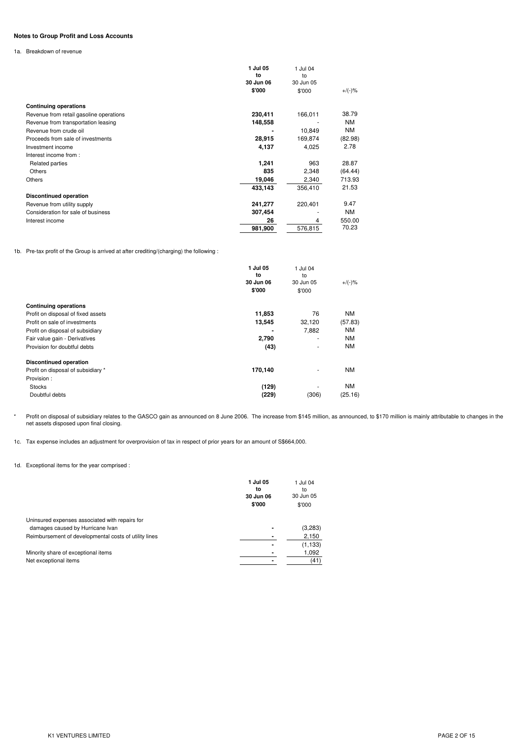**Notes to Group Profit and Loss Accounts**

1a. Breakdown of revenue

| | **1 Jul 05 to 30 Jun 06 $'000** | 1 Jul 04 to 30 Jun 05 $'000 | +/(-)% |
|---|---|---|---|
| **Continuing operations** | | | |
| Revenue from retail gasoline operations | **230,411** | 166,011 | 38.79 |
| Revenue from transportation leasing | **148,558** | - | NM |
| Revenue from crude oil | **-** | 10,849 | NM |
| Proceeds from sale of investments | **28,915** | 169,874 | (82.98) |
| Investment income | **4,137** | 4,025 | 2.78 |
| Interest income from : | | | |
| Related parties | **1,241** | 963 | 28.87 |
| Others | **835** | 2,348 | (64.44) |
| Others | **19,046** | 2,340 | 713.93 |
| | **433,143** | 356,410 | 21.53 |
| **Discontinued operation** | | | |
| Revenue from utility supply | **241,277** | 220,401 | 9.47 |
| Consideration for sale of business | **307,454** | - | NM |
| Interest income | **26** | 4 | 550.00 |
| | **981,900** | 576,815 | 70.23 |

1b. Pre-tax profit of the Group is arrived at after crediting/(charging) the following :

| | **1 Jul 05 to 30 Jun 06 $'000** | 1 Jul 04 to 30 Jun 05 $'000 | +/(-)% |
|---|---|---|---|
| **Continuing operations** | | | |
| Profit on disposal of fixed assets | **11,853** | 76 | NM |
| Profit on sale of investments | **13,545** | 32,120 | (57.83) |
| Profit on disposal of subsidiary | **-** | 7,882 | NM |
| Fair value gain - Derivatives | **2,790** | - | NM |
| Provision for doubtful debts | **(43)** | - | NM |
| **Discontinued operation** | | | |
| Profit on disposal of subsidiary * | **170,140** | - | NM |
| Provision : | | | |
| Stocks | **(129)** | - | NM |
| Doubtful debts | **(229)** | (306) | (25.16) |

\* Profit on disposal of subsidiary relates to the GASCO gain as announced on 8 June 2006. The increase from $145 million, as announced, to $170 million is mainly attributable to changes in the net assets disposed upon final closing.

1c. Tax expense includes an adjustment for overprovision of tax in respect of prior years for an amount of S$664,000.

1d. Exceptional items for the year comprised :

| | **1 Jul 05 to 30 Jun 06 $'000** | 1 Jul 04 to 30 Jun 05 $'000 |
|---|---|---|
| Uninsured expenses associated with repairs for damages caused by Hurricane Ivan | **-** | (3,283) |
| Reimbursement of developmental costs of utility lines | **-** | 2,150 |
| | **-** | (1,133) |
| Minority share of exceptional items | **-** | 1,092 |
| Net exceptional items | **-** | (41) |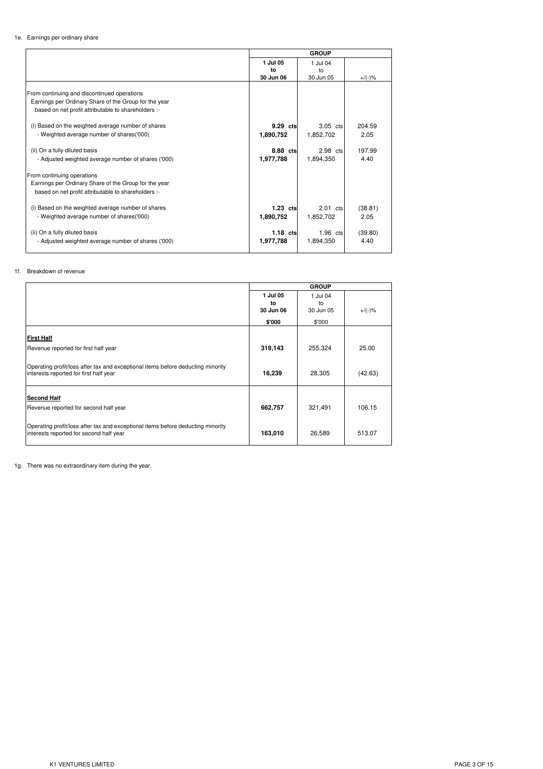1e. Earnings per ordinary share

| | GROUP | | |
|---|---|---|---|
| | **1 Jul 05 to 30 Jun 06** | 1 Jul 04 to 30 Jun 05 | +/(-)% |
| From continuing and discontinued operations<br>Earnings per Ordinary Share of the Group for the year<br>based on net profit attributable to shareholders :- | | | |
| (i) Based on the weighted average number of shares | **9.29 cts** | 3.05 cts | 204.59 |
| - Weighted average number of shares('000) | **1,890,752** | 1,852,702 | 2.05 |
| (ii) On a fully diluted basis | **8.88 cts** | 2.98 cts | 197.99 |
| - Adjusted weighted average number of shares ('000) | **1,977,788** | 1,894,350 | 4.40 |
| From continuing operations<br>Earnings per Ordinary Share of the Group for the year<br>based on net profit attributable to shareholders :- | | | |
| (i) Based on the weighted average number of shares | **1.23 cts** | 2.01 cts | (38.81) |
| - Weighted average number of shares('000) | **1,890,752** | 1,852,702 | 2.05 |
| (ii) On a fully diluted basis | **1.18 cts** | 1.96 cts | (39.80) |
| - Adjusted weighted average number of shares ('000) | **1,977,788** | 1,894,350 | 4.40 |

1f. Breakdown of revenue

| | GROUP | | |
|---|---|---|---|
| | **1 Jul 05 to 30 Jun 06** | 1 Jul 04 to 30 Jun 05 | +/(-)% |
| | **$'000** | $'000 | |
| **First Half** | | | |
| Revenue reported for first half year | **319,143** | 255,324 | 25.00 |
| Operating profit/loss after tax and exceptional items before deducting minority interests reported for first half year | **16,239** | 28,305 | (42.63) |
| **Second Half** | | | |
| Revenue reported for second half year | **662,757** | 321,491 | 106.15 |
| Operating profit/loss after tax and exceptional items before deducting minority interests reported for second half year | **163,010** | 26,589 | 513.07 |

1g. There was no extraordinary item during the year.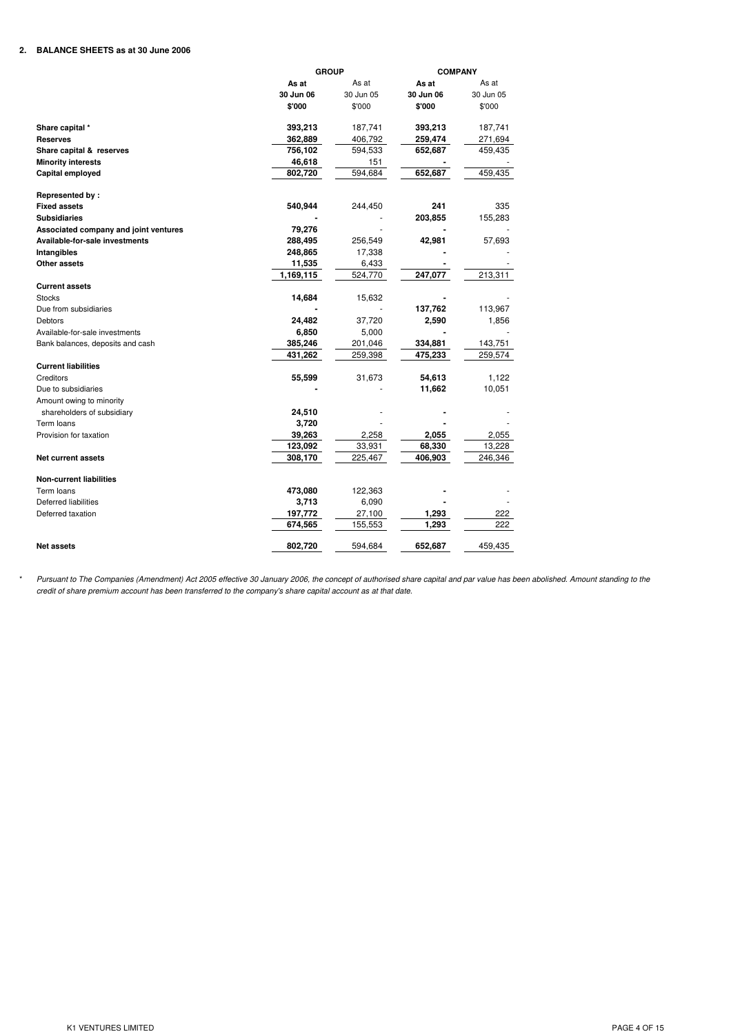## 2. BALANCE SHEETS as at 30 June 2006

| | GROUP | | COMPANY | |
|---|---|---|---|---|
| | **As at 30 Jun 06 $'000** | As at 30 Jun 05 $'000 | **As at 30 Jun 06 $'000** | As at 30 Jun 05 $'000 |
| **Share capital *** | **393,213** | 187,741 | **393,213** | 187,741 |
| **Reserves** | **362,889** | 406,792 | **259,474** | 271,694 |
| **Share capital & reserves** | **756,102** | 594,533 | **652,687** | 459,435 |
| **Minority interests** | **46,618** | 151 | **-** | - |
| **Capital employed** | **802,720** | 594,684 | **652,687** | 459,435 |
| | | | | |
| **Represented by :** | | | | |
| **Fixed assets** | **540,944** | 244,450 | **241** | 335 |
| **Subsidiaries** | **-** | - | **203,855** | 155,283 |
| **Associated company and joint ventures** | **79,276** | - | **-** | - |
| **Available-for-sale investments** | **288,495** | 256,549 | **42,981** | 57,693 |
| **Intangibles** | **248,865** | 17,338 | **-** | - |
| **Other assets** | **11,535** | 6,433 | **-** | - |
| | **1,169,115** | 524,770 | **247,077** | 213,311 |
| **Current assets** | | | | |
| Stocks | **14,684** | 15,632 | **-** | - |
| Due from subsidiaries | **-** | - | **137,762** | 113,967 |
| Debtors | **24,482** | 37,720 | **2,590** | 1,856 |
| Available-for-sale investments | **6,850** | 5,000 | **-** | - |
| Bank balances, deposits and cash | **385,246** | 201,046 | **334,881** | 143,751 |
| | **431,262** | 259,398 | **475,233** | 259,574 |
| **Current liabilities** | | | | |
| Creditors | **55,599** | 31,673 | **54,613** | 1,122 |
| Due to subsidiaries | **-** | - | **11,662** | 10,051 |
| Amount owing to minority shareholders of subsidiary | **24,510** | - | **-** | - |
| Term loans | **3,720** | - | **-** | - |
| Provision for taxation | **39,263** | 2,258 | **2,055** | 2,055 |
| | **123,092** | 33,931 | **68,330** | 13,228 |
| **Net current assets** | **308,170** | 225,467 | **406,903** | 246,346 |
| | | | | |
| **Non-current liabilities** | | | | |
| Term loans | **473,080** | 122,363 | **-** | - |
| Deferred liabilities | **3,713** | 6,090 | **-** | - |
| Deferred taxation | **197,772** | 27,100 | **1,293** | 222 |
| | **674,565** | 155,553 | **1,293** | 222 |
| | | | | |
| **Net assets** | **802,720** | 594,684 | **652,687** | 459,435 |

\* *Pursuant to The Companies (Amendment) Act 2005 effective 30 January 2006, the concept of authorised share capital and par value has been abolished. Amount standing to the credit of share premium account has been transferred to the company's share capital account as at that date.*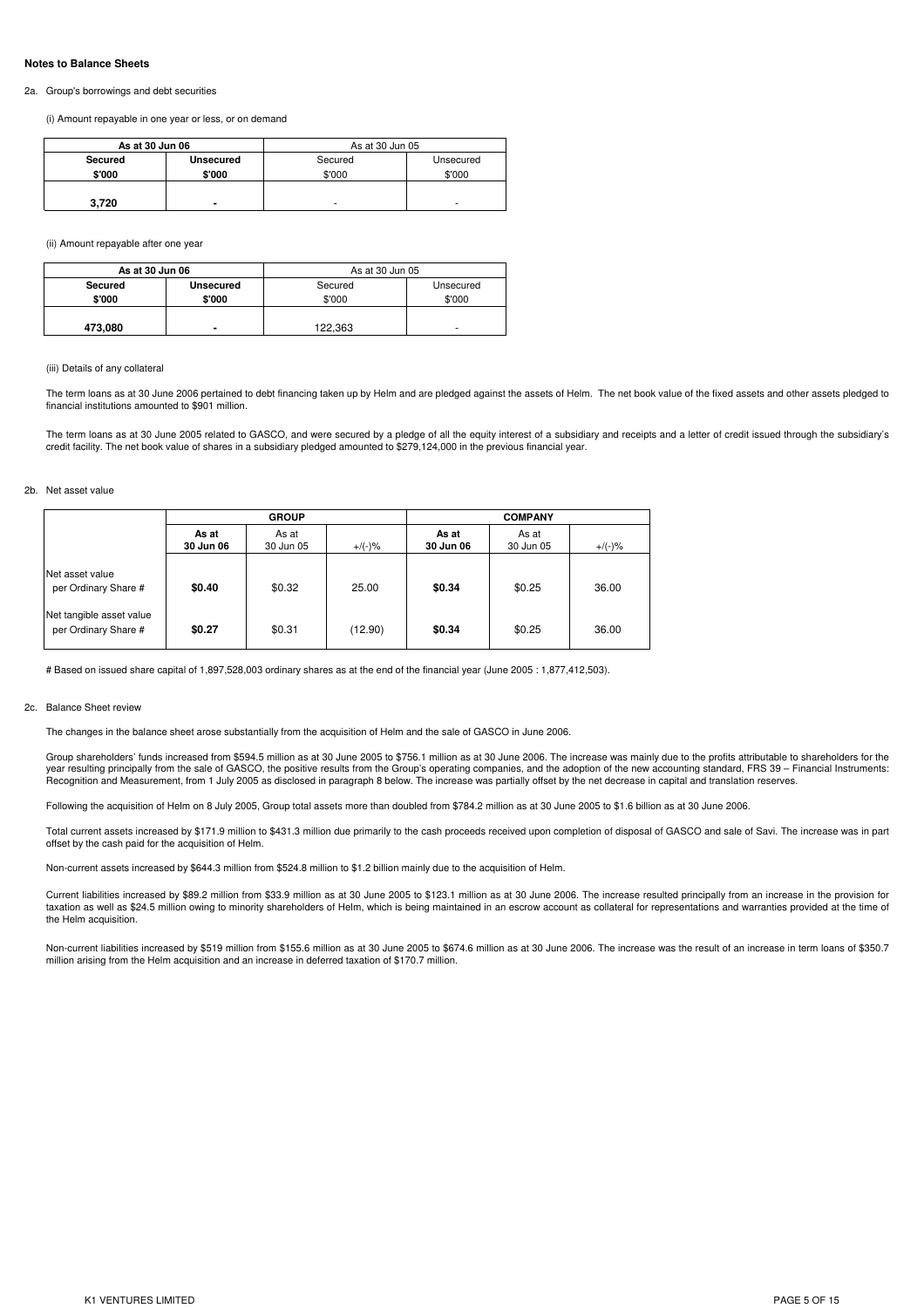**Notes to Balance Sheets**

2a. Group's borrowings and debt securities

(i) Amount repayable in one year or less, or on demand

| As at 30 Jun 06 | | As at 30 Jun 05 | |
|---|---|---|---|
| **Secured** | **Unsecured** | Secured | Unsecured |
| **$'000** | **$'000** | $'000 | $'000 |
| **3,720** | **-** | - | - |

(ii) Amount repayable after one year

| As at 30 Jun 06 | | As at 30 Jun 05 | |
|---|---|---|---|
| **Secured** | **Unsecured** | Secured | Unsecured |
| **$'000** | **$'000** | $'000 | $'000 |
| **473,080** | **-** | 122,363 | - |

(iii) Details of any collateral

The term loans as at 30 June 2006 pertained to debt financing taken up by Helm and are pledged against the assets of Helm. The net book value of the fixed assets and other assets pledged to financial institutions amounted to $901 million.

The term loans as at 30 June 2005 related to GASCO, and were secured by a pledge of all the equity interest of a subsidiary and receipts and a letter of credit issued through the subsidiary's credit facility. The net book value of shares in a subsidiary pledged amounted to $279,124,000 in the previous financial year.

2b. Net asset value

| | GROUP | | | COMPANY | | |
|---|---|---|---|---|---|---|
| | **As at 30 Jun 06** | As at 30 Jun 05 | +/(-)% | **As at 30 Jun 06** | As at 30 Jun 05 | +/(-)% |
| Net asset value per Ordinary Share # | **$0.40** | $0.32 | 25.00 | **$0.34** | $0.25 | 36.00 |
| Net tangible asset value per Ordinary Share # | **$0.27** | $0.31 | (12.90) | **$0.34** | $0.25 | 36.00 |

# Based on issued share capital of 1,897,528,003 ordinary shares as at the end of the financial year (June 2005 : 1,877,412,503).

2c. Balance Sheet review

The changes in the balance sheet arose substantially from the acquisition of Helm and the sale of GASCO in June 2006.

Group shareholders' funds increased from $594.5 million as at 30 June 2005 to $756.1 million as at 30 June 2006. The increase was mainly due to the profits attributable to shareholders for the year resulting principally from the sale of GASCO, the positive results from the Group's operating companies, and the adoption of the new accounting standard, FRS 39 – Financial Instruments: Recognition and Measurement, from 1 July 2005 as disclosed in paragraph 8 below. The increase was partially offset by the net decrease in capital and translation reserves.

Following the acquisition of Helm on 8 July 2005, Group total assets more than doubled from $784.2 million as at 30 June 2005 to $1.6 billion as at 30 June 2006.

Total current assets increased by $171.9 million to $431.3 million due primarily to the cash proceeds received upon completion of disposal of GASCO and sale of Savi. The increase was in part offset by the cash paid for the acquisition of Helm.

Non-current assets increased by $644.3 million from $524.8 million to $1.2 billion mainly due to the acquisition of Helm.

Current liabilities increased by $89.2 million from $33.9 million as at 30 June 2005 to $123.1 million as at 30 June 2006. The increase resulted principally from an increase in the provision for taxation as well as $24.5 million owing to minority shareholders of Helm, which is being maintained in an escrow account as collateral for representations and warranties provided at the time of the Helm acquisition.

Non-current liabilities increased by $519 million from $155.6 million as at 30 June 2005 to $674.6 million as at 30 June 2006. The increase was the result of an increase in term loans of $350.7 million arising from the Helm acquisition and an increase in deferred taxation of $170.7 million.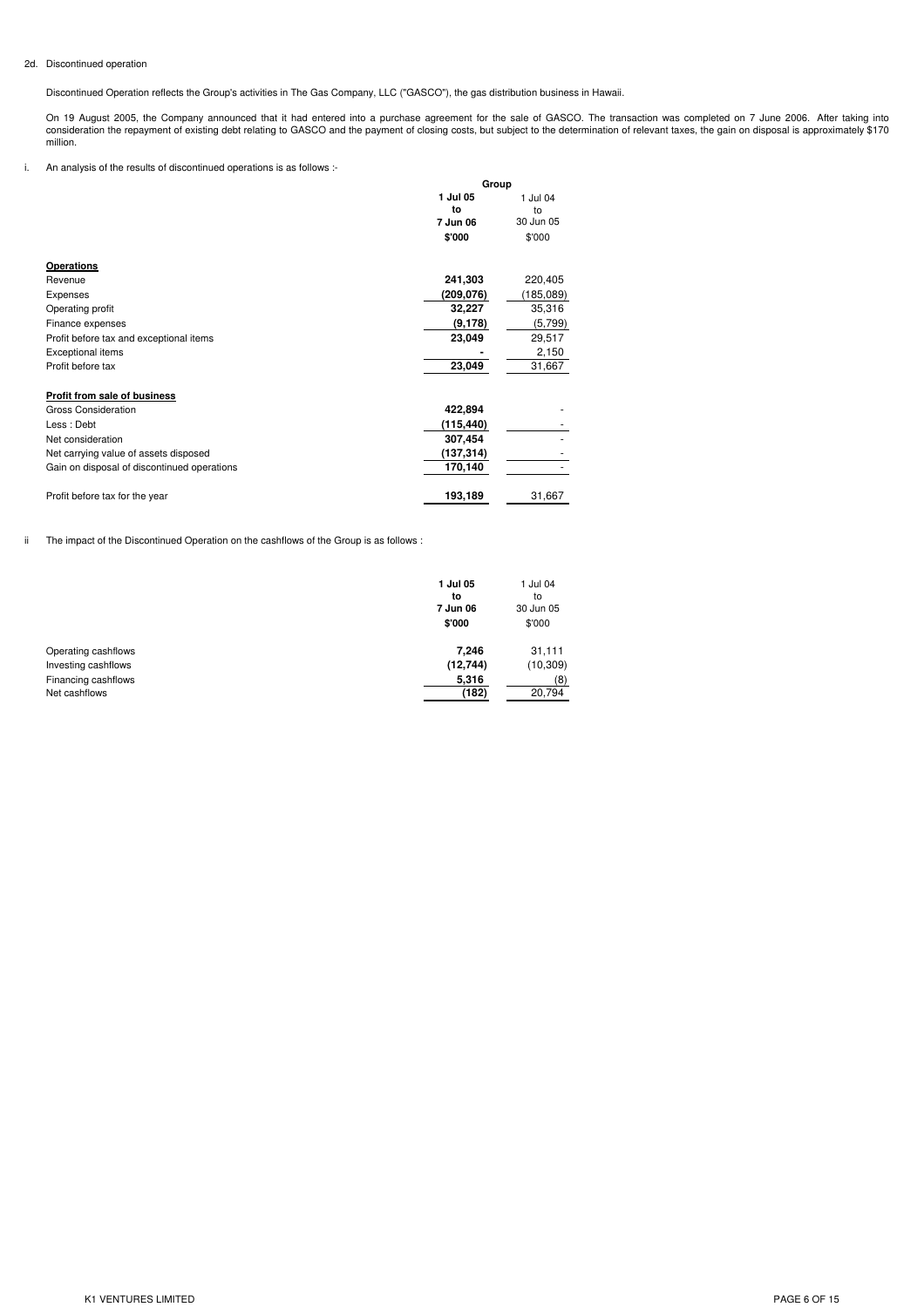2d. Discontinued operation

Discontinued Operation reflects the Group's activities in The Gas Company, LLC ("GASCO"), the gas distribution business in Hawaii.

On 19 August 2005, the Company announced that it had entered into a purchase agreement for the sale of GASCO. The transaction was completed on 7 June 2006. After taking into consideration the repayment of existing debt relating to GASCO and the payment of closing costs, but subject to the determination of relevant taxes, the gain on disposal is approximately $170 million.

i. An analysis of the results of discontinued operations is as follows :-

| | Group | |
|---|---|---|
| | **1 Jul 05 to 7 Jun 06** | 1 Jul 04 to 30 Jun 05 |
| | **$'000** | $'000 |
| **Operations** | | |
| Revenue | **241,303** | 220,405 |
| Expenses | **(209,076)** | (185,089) |
| Operating profit | **32,227** | 35,316 |
| Finance expenses | **(9,178)** | (5,799) |
| Profit before tax and exceptional items | **23,049** | 29,517 |
| Exceptional items | **-** | 2,150 |
| Profit before tax | **23,049** | 31,667 |
| **Profit from sale of business** | | |
| Gross Consideration | **422,894** | - |
| Less : Debt | **(115,440)** | - |
| Net consideration | **307,454** | - |
| Net carrying value of assets disposed | **(137,314)** | - |
| Gain on disposal of discontinued operations | **170,140** | - |
| Profit before tax for the year | **193,189** | 31,667 |

ii The impact of the Discontinued Operation on the cashflows of the Group is as follows :

| | **1 Jul 05 to 7 Jun 06** | 1 Jul 04 to 30 Jun 05 |
|---|---|---|
| | **$'000** | $'000 |
| Operating cashflows | **7,246** | 31,111 |
| Investing cashflows | **(12,744)** | (10,309) |
| Financing cashflows | **5,316** | (8) |
| Net cashflows | **(182)** | 20,794 |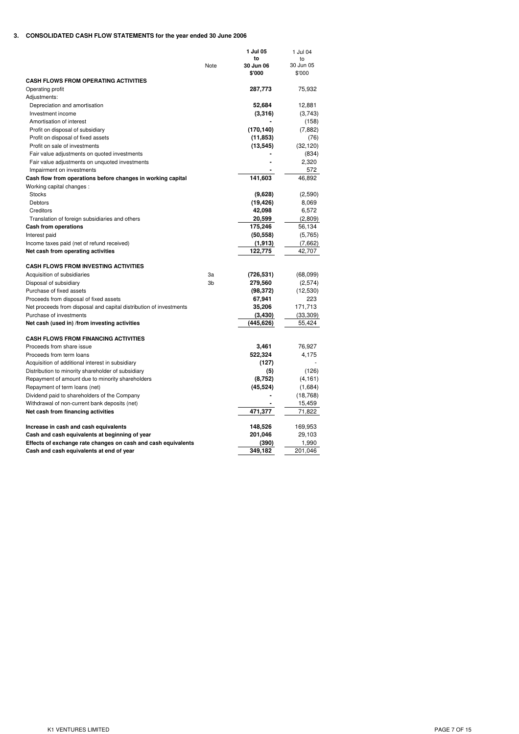## 3. CONSOLIDATED CASH FLOW STATEMENTS for the year ended 30 June 2006

| | Note | 1 Jul 05 to 30 Jun 06 $'000 | 1 Jul 04 to 30 Jun 05 $'000 |
|---|---|---|---|
| **CASH FLOWS FROM OPERATING ACTIVITIES** | | | |
| Operating profit | | **287,773** | 75,932 |
| Adjustments: | | | |
| Depreciation and amortisation | | **52,684** | 12,881 |
| Investment income | | **(3,316)** | (3,743) |
| Amortisation of interest | | **-** | (158) |
| Profit on disposal of subsidiary | | **(170,140)** | (7,882) |
| Profit on disposal of fixed assets | | **(11,853)** | (76) |
| Profit on sale of investments | | **(13,545)** | (32,120) |
| Fair value adjustments on quoted investments | | **-** | (834) |
| Fair value adjustments on unquoted investments | | **-** | 2,320 |
| Impairment on investments | | **-** | 572 |
| **Cash flow from operations before changes in working capital** | | **141,603** | 46,892 |
| Working capital changes : | | | |
| Stocks | | **(9,628)** | (2,590) |
| Debtors | | **(19,426)** | 8,069 |
| Creditors | | **42,098** | 6,572 |
| Translation of foreign subsidiaries and others | | **20,599** | (2,809) |
| **Cash from operations** | | **175,246** | 56,134 |
| Interest paid | | **(50,558)** | (5,765) |
| Income taxes paid (net of refund received) | | **(1,913)** | (7,662) |
| **Net cash from operating activities** | | **122,775** | 42,707 |
| | | | |
| **CASH FLOWS FROM INVESTING ACTIVITIES** | | | |
| Acquisition of subsidiaries | 3a | **(726,531)** | (68,099) |
| Disposal of subsidiary | 3b | **279,560** | (2,574) |
| Purchase of fixed assets | | **(98,372)** | (12,530) |
| Proceeds from disposal of fixed assets | | **67,941** | 223 |
| Net proceeds from disposal and capital distribution of investments | | **35,206** | 171,713 |
| Purchase of investments | | **(3,430)** | (33,309) |
| **Net cash (used in) /from investing activities** | | **(445,626)** | 55,424 |
| | | | |
| **CASH FLOWS FROM FINANCING ACTIVITIES** | | | |
| Proceeds from share issue | | **3,461** | 76,927 |
| Proceeds from term loans | | **522,324** | 4,175 |
| Acquisition of additional interest in subsidiary | | **(127)** | - |
| Distribution to minority shareholder of subsidiary | | **(5)** | (126) |
| Repayment of amount due to minority shareholders | | **(8,752)** | (4,161) |
| Repayment of term loans (net) | | **(45,524)** | (1,684) |
| Dividend paid to shareholders of the Company | | **-** | (18,768) |
| Withdrawal of non-current bank deposits (net) | | **-** | 15,459 |
| **Net cash from financing activities** | | **471,377** | 71,822 |
| | | | |
| **Increase in cash and cash equivalents** | | **148,526** | 169,953 |
| **Cash and cash equivalents at beginning of year** | | **201,046** | 29,103 |
| **Effects of exchange rate changes on cash and cash equivalents** | | **(390)** | 1,990 |
| **Cash and cash equivalents at end of year** | | **349,182** | 201,046 |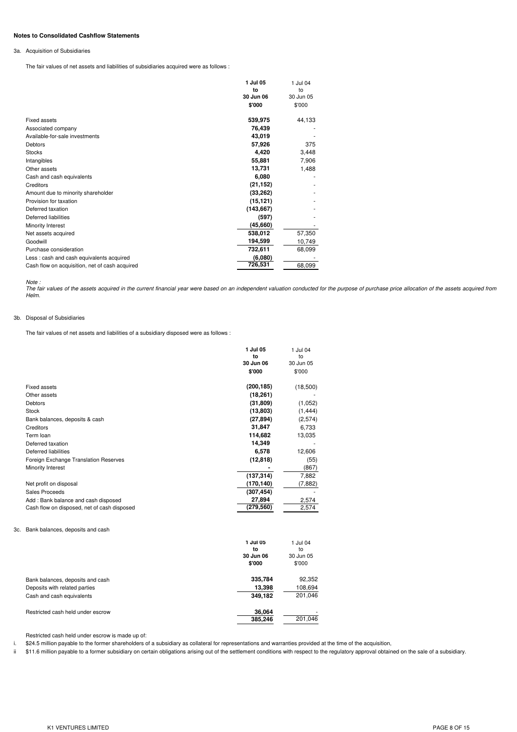**Notes to Consolidated Cashflow Statements**

3a. Acquisition of Subsidiaries

The fair values of net assets and liabilities of subsidiaries acquired were as follows :

| | 1 Jul 05 to 30 Jun 06 $'000 | 1 Jul 04 to 30 Jun 05 $'000 |
|---|---|---|
| Fixed assets | 539,975 | 44,133 |
| Associated company | 76,439 | - |
| Available-for-sale investments | 43,019 | - |
| Debtors | 57,926 | 375 |
| Stocks | 4,420 | 3,448 |
| Intangibles | 55,881 | 7,906 |
| Other assets | 13,731 | 1,488 |
| Cash and cash equivalents | 6,080 | - |
| Creditors | (21,152) | - |
| Amount due to minority shareholder | (33,262) | - |
| Provision for taxation | (15,121) | - |
| Deferred taxation | (143,667) | - |
| Deferred liabilities | (597) | - |
| Minority Interest | (45,660) | - |
| Net assets acquired | 538,012 | 57,350 |
| Goodwill | 194,599 | 10,749 |
| Purchase consideration | 732,611 | 68,099 |
| Less : cash and cash equivalents acquired | (6,080) | - |
| Cash flow on acquisition, net of cash acquired | 726,531 | 68,099 |

*Note :*
*The fair values of the assets acquired in the current financial year were based on an independent valuation conducted for the purpose of purchase price allocation of the assets acquired from Helm.*

3b. Disposal of Subsidiaries

The fair values of net assets and liabilities of a subsidiary disposed were as follows :

| | 1 Jul 05 to 30 Jun 06 $'000 | 1 Jul 04 to 30 Jun 05 $'000 |
|---|---|---|
| Fixed assets | (200,185) | (18,500) |
| Other assets | (18,261) | - |
| Debtors | (31,809) | (1,052) |
| Stock | (13,803) | (1,444) |
| Bank balances, deposits & cash | (27,894) | (2,574) |
| Creditors | 31,847 | 6,733 |
| Term loan | 114,682 | 13,035 |
| Deferred taxation | 14,349 | - |
| Deferred liabilities | 6,578 | 12,606 |
| Foreign Exchange Translation Reserves | (12,818) | (55) |
| Minority Interest | - | (867) |
| | (137,314) | 7,882 |
| Net profit on disposal | (170,140) | (7,882) |
| Sales Proceeds | (307,454) | - |
| Add : Bank balance and cash disposed | 27,894 | 2,574 |
| Cash flow on disposed, net of cash disposed | (279,560) | 2,574 |

3c. Bank balances, deposits and cash

| | 1 Jul 05 to 30 Jun 06 $'000 | 1 Jul 04 to 30 Jun 05 $'000 |
|---|---|---|
| Bank balances, deposits and cash | 335,784 | 92,352 |
| Deposits with related parties | 13,398 | 108,694 |
| Cash and cash equivalents | 349,182 | 201,046 |
| | | |
| Restricted cash held under escrow | 36,064 | - |
| | 385,246 | 201,046 |

Restricted cash held under escrow is made up of:

i. $24.5 million payable to the former shareholders of a subsidiary as collateral for representations and warranties provided at the time of the acquisition,

ii $11.6 million payable to a former subsidiary on certain obligations arising out of the settlement conditions with respect to the regulatory approval obtained on the sale of a subsidiary.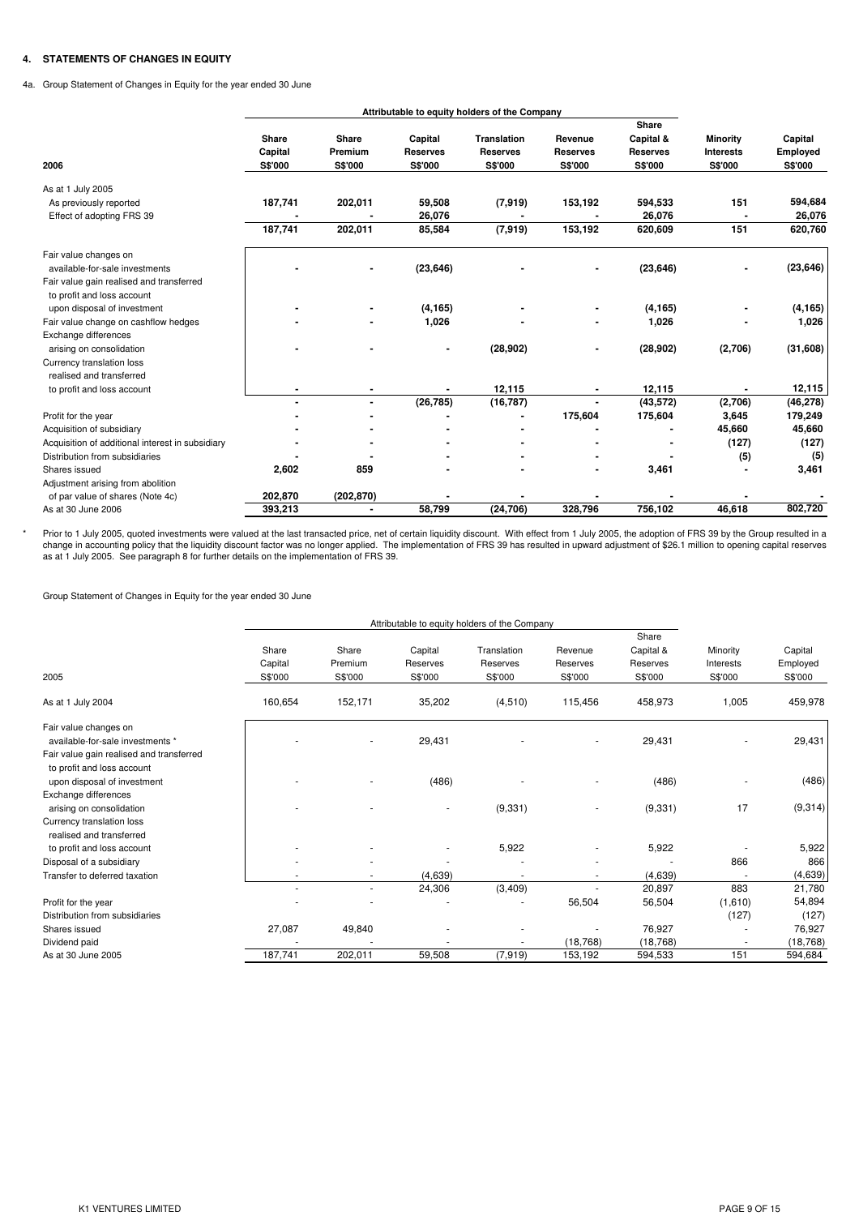## 4. STATEMENTS OF CHANGES IN EQUITY

4a. Group Statement of Changes in Equity for the year ended 30 June

| 2006 | Share Capital S$'000 | Share Premium S$'000 | Capital Reserves S$'000 | Translation Reserves S$'000 | Revenue Reserves S$'000 | Share Capital & Reserves S$'000 | Minority Interests S$'000 | Capital Employed S$'000 |
|---|---|---|---|---|---|---|---|---|
| | Attributable to equity holders of the Company | | | | | | | |
| As at 1 July 2005 | | | | | | | | |
| As previously reported | 187,741 | 202,011 | 59,508 | (7,919) | 153,192 | 594,533 | 151 | 594,684 |
| Effect of adopting FRS 39 | - | - | 26,076 | - | - | 26,076 | - | 26,076 |
| | 187,741 | 202,011 | 85,584 | (7,919) | 153,192 | 620,609 | 151 | 620,760 |
| Fair value changes on available-for-sale investments | - | - | (23,646) | - | - | (23,646) | - | (23,646) |
| Fair value gain realised and transferred to profit and loss account upon disposal of investment | - | - | (4,165) | - | - | (4,165) | - | (4,165) |
| Fair value change on cashflow hedges | - | - | 1,026 | - | - | 1,026 | - | 1,026 |
| Exchange differences arising on consolidation | - | - | - | (28,902) | - | (28,902) | (2,706) | (31,608) |
| Currency translation loss realised and transferred to profit and loss account | - | - | - | 12,115 | - | 12,115 | - | 12,115 |
| | - | - | (26,785) | (16,787) | - | (43,572) | (2,706) | (46,278) |
| Profit for the year | - | - | - | - | 175,604 | 175,604 | 3,645 | 179,249 |
| Acquisition of subsidiary | - | - | - | - | - | - | 45,660 | 45,660 |
| Acquisition of additional interest in subsidiary | - | - | - | - | - | - | (127) | (127) |
| Distribution from subsidiaries | - | - | - | - | - | - | (5) | (5) |
| Shares issued | 2,602 | 859 | - | - | - | 3,461 | - | 3,461 |
| Adjustment arising from abolition of par value of shares (Note 4c) | 202,870 | (202,870) | - | - | - | - | - | - |
| As at 30 June 2006 | 393,213 | - | 58,799 | (24,706) | 328,796 | 756,102 | 46,618 | 802,720 |

\* Prior to 1 July 2005, quoted investments were valued at the last transacted price, net of certain liquidity discount. With effect from 1 July 2005, the adoption of FRS 39 by the Group resulted in a change in accounting policy that the liquidity discount factor was no longer applied. The implementation of FRS 39 has resulted in upward adjustment of $26.1 million to opening capital reserves as at 1 July 2005. See paragraph 8 for further details on the implementation of FRS 39.

Group Statement of Changes in Equity for the year ended 30 June

| 2005 | Share Capital S$'000 | Share Premium S$'000 | Capital Reserves S$'000 | Translation Reserves S$'000 | Revenue Reserves S$'000 | Share Capital & Reserves S$'000 | Minority Interests S$'000 | Capital Employed S$'000 |
|---|---|---|---|---|---|---|---|---|
| | Attributable to equity holders of the Company | | | | | | | |
| As at 1 July 2004 | 160,654 | 152,171 | 35,202 | (4,510) | 115,456 | 458,973 | 1,005 | 459,978 |
| Fair value changes on available-for-sale investments * | - | - | 29,431 | - | - | 29,431 | - | 29,431 |
| Fair value gain realised and transferred to profit and loss account upon disposal of investment | - | - | (486) | - | - | (486) | - | (486) |
| Exchange differences arising on consolidation | - | - | - | (9,331) | - | (9,331) | 17 | (9,314) |
| Currency translation loss realised and transferred to profit and loss account | - | - | - | 5,922 | - | 5,922 | - | 5,922 |
| Disposal of a subsidiary | - | - | - | - | - | - | 866 | 866 |
| Transfer to deferred taxation | - | - | (4,639) | - | - | (4,639) | - | (4,639) |
| | - | - | 24,306 | (3,409) | - | 20,897 | 883 | 21,780 |
| Profit for the year | - | - | - | - | 56,504 | 56,504 | (1,610) | 54,894 |
| Distribution from subsidiaries | | | | | | | (127) | (127) |
| Shares issued | 27,087 | 49,840 | - | - | - | 76,927 | - | 76,927 |
| Dividend paid | - | - | - | - | (18,768) | (18,768) | - | (18,768) |
| As at 30 June 2005 | 187,741 | 202,011 | 59,508 | (7,919) | 153,192 | 594,533 | 151 | 594,684 |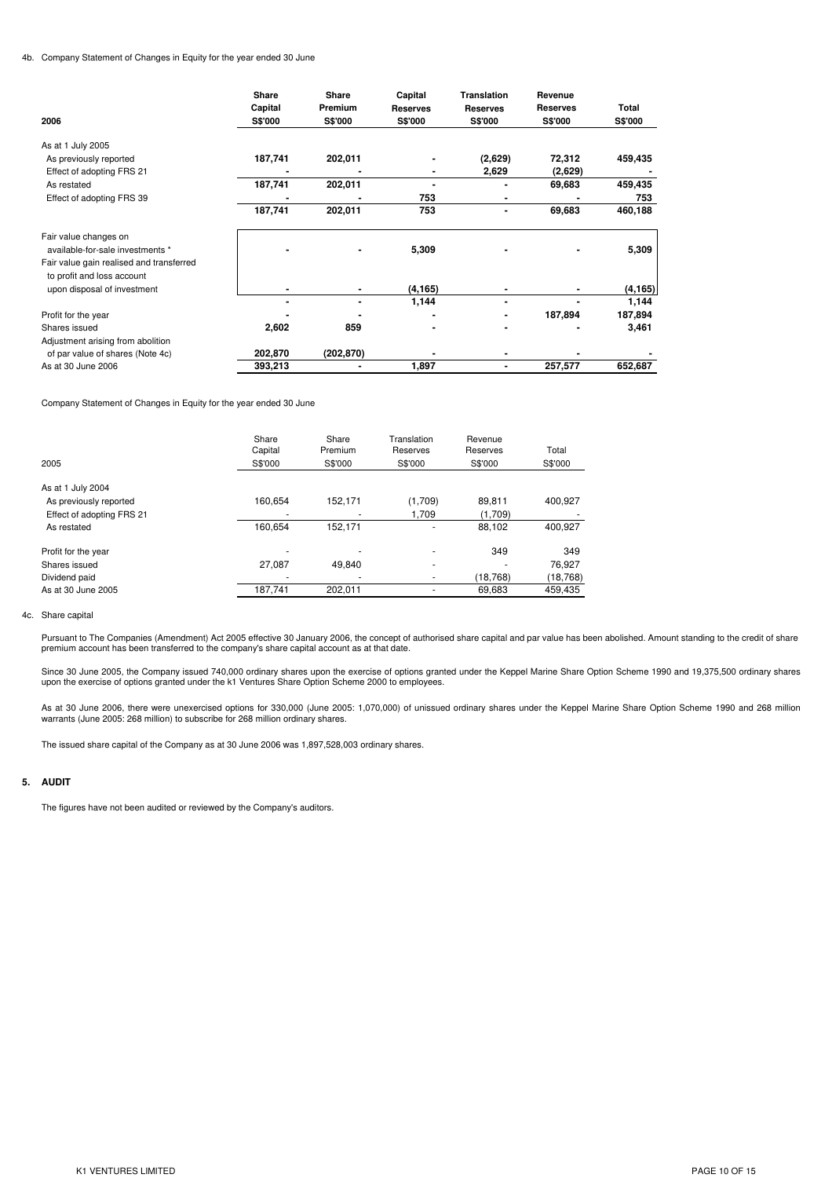4b. Company Statement of Changes in Equity for the year ended 30 June

| 2006 | Share Capital S$'000 | Share Premium S$'000 | Capital Reserves S$'000 | Translation Reserves S$'000 | Revenue Reserves S$'000 | Total S$'000 |
|---|---|---|---|---|---|---|
| As at 1 July 2005 | | | | | | |
| As previously reported | 187,741 | 202,011 | - | (2,629) | 72,312 | 459,435 |
| Effect of adopting FRS 21 | - | - | - | 2,629 | (2,629) | - |
| As restated | 187,741 | 202,011 | - | - | 69,683 | 459,435 |
| Effect of adopting FRS 39 | - | - | 753 | - | - | 753 |
| | 187,741 | 202,011 | 753 | - | 69,683 | 460,188 |
| Fair value changes on available-for-sale investments * | - | - | 5,309 | - | - | 5,309 |
| Fair value gain realised and transferred to profit and loss account upon disposal of investment | - | - | (4,165) | - | - | (4,165) |
| | - | - | 1,144 | - | - | 1,144 |
| Profit for the year | - | - | - | - | 187,894 | 187,894 |
| Shares issued | 2,602 | 859 | - | - | - | 3,461 |
| Adjustment arising from abolition of par value of shares (Note 4c) | 202,870 | (202,870) | - | - | - | - |
| As at 30 June 2006 | 393,213 | - | 1,897 | - | 257,577 | 652,687 |

Company Statement of Changes in Equity for the year ended 30 June

| 2005 | Share Capital S$'000 | Share Premium S$'000 | Translation Reserves S$'000 | Revenue Reserves S$'000 | Total S$'000 |
|---|---|---|---|---|---|
| As at 1 July 2004 | | | | | |
| As previously reported | 160,654 | 152,171 | (1,709) | 89,811 | 400,927 |
| Effect of adopting FRS 21 | - | - | 1,709 | (1,709) | - |
| As restated | 160,654 | 152,171 | - | 88,102 | 400,927 |
| Profit for the year | - | - | - | 349 | 349 |
| Shares issued | 27,087 | 49,840 | - | - | 76,927 |
| Dividend paid | - | - | - | (18,768) | (18,768) |
| As at 30 June 2005 | 187,741 | 202,011 | - | 69,683 | 459,435 |

4c. Share capital

Pursuant to The Companies (Amendment) Act 2005 effective 30 January 2006, the concept of authorised share capital and par value has been abolished. Amount standing to the credit of share premium account has been transferred to the company's share capital account as at that date.

Since 30 June 2005, the Company issued 740,000 ordinary shares upon the exercise of options granted under the Keppel Marine Share Option Scheme 1990 and 19,375,500 ordinary shares upon the exercise of options granted under the k1 Ventures Share Option Scheme 2000 to employees.

As at 30 June 2006, there were unexercised options for 330,000 (June 2005: 1,070,000) of unissued ordinary shares under the Keppel Marine Share Option Scheme 1990 and 268 million warrants (June 2005: 268 million) to subscribe for 268 million ordinary shares.

The issued share capital of the Company as at 30 June 2006 was 1,897,528,003 ordinary shares.

## 5. AUDIT

The figures have not been audited or reviewed by the Company's auditors.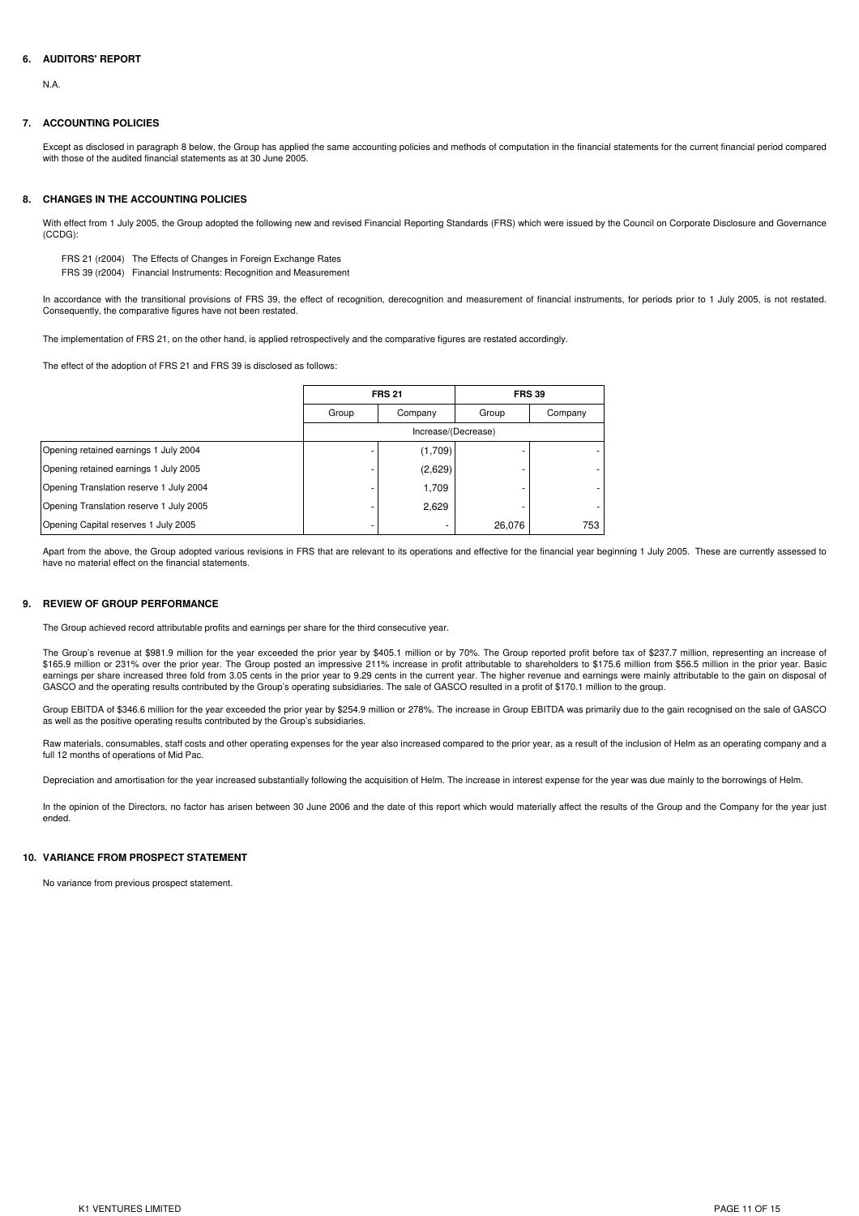## 6. AUDITORS' REPORT

N.A.

## 7. ACCOUNTING POLICIES

Except as disclosed in paragraph 8 below, the Group has applied the same accounting policies and methods of computation in the financial statements for the current financial period compared with those of the audited financial statements as at 30 June 2005.

## 8. CHANGES IN THE ACCOUNTING POLICIES

With effect from 1 July 2005, the Group adopted the following new and revised Financial Reporting Standards (FRS) which were issued by the Council on Corporate Disclosure and Governance (CCDG):

FRS 21 (r2004) The Effects of Changes in Foreign Exchange Rates
FRS 39 (r2004) Financial Instruments: Recognition and Measurement

In accordance with the transitional provisions of FRS 39, the effect of recognition, derecognition and measurement of financial instruments, for periods prior to 1 July 2005, is not restated. Consequently, the comparative figures have not been restated.

The implementation of FRS 21, on the other hand, is applied retrospectively and the comparative figures are restated accordingly.

The effect of the adoption of FRS 21 and FRS 39 is disclosed as follows:

| | FRS 21 | | FRS 39 | |
|---|---|---|---|---|
| | Group | Company | Group | Company |
| | Increase/(Decrease) | | | |
| Opening retained earnings 1 July 2004 | - | (1,709) | - | - |
| Opening retained earnings 1 July 2005 | - | (2,629) | - | - |
| Opening Translation reserve 1 July 2004 | - | 1,709 | - | - |
| Opening Translation reserve 1 July 2005 | - | 2,629 | - | - |
| Opening Capital reserves 1 July 2005 | - | - | 26,076 | 753 |

Apart from the above, the Group adopted various revisions in FRS that are relevant to its operations and effective for the financial year beginning 1 July 2005. These are currently assessed to have no material effect on the financial statements.

## 9. REVIEW OF GROUP PERFORMANCE

The Group achieved record attributable profits and earnings per share for the third consecutive year.

The Group's revenue at $981.9 million for the year exceeded the prior year by $405.1 million or by 70%. The Group reported profit before tax of $237.7 million, representing an increase of $165.9 million or 231% over the prior year. The Group posted an impressive 211% increase in profit attributable to shareholders to $175.6 million from $56.5 million in the prior year. Basic earnings per share increased three fold from 3.05 cents in the prior year to 9.29 cents in the current year. The higher revenue and earnings were mainly attributable to the gain on disposal of GASCO and the operating results contributed by the Group's operating subsidiaries. The sale of GASCO resulted in a profit of $170.1 million to the group.

Group EBITDA of $346.6 million for the year exceeded the prior year by $254.9 million or 278%. The increase in Group EBITDA was primarily due to the gain recognised on the sale of GASCO as well as the positive operating results contributed by the Group's subsidiaries.

Raw materials, consumables, staff costs and other operating expenses for the year also increased compared to the prior year, as a result of the inclusion of Helm as an operating company and a full 12 months of operations of Mid Pac.

Depreciation and amortisation for the year increased substantially following the acquisition of Helm. The increase in interest expense for the year was due mainly to the borrowings of Helm.

In the opinion of the Directors, no factor has arisen between 30 June 2006 and the date of this report which would materially affect the results of the Group and the Company for the year just ended.

## 10. VARIANCE FROM PROSPECT STATEMENT

No variance from previous prospect statement.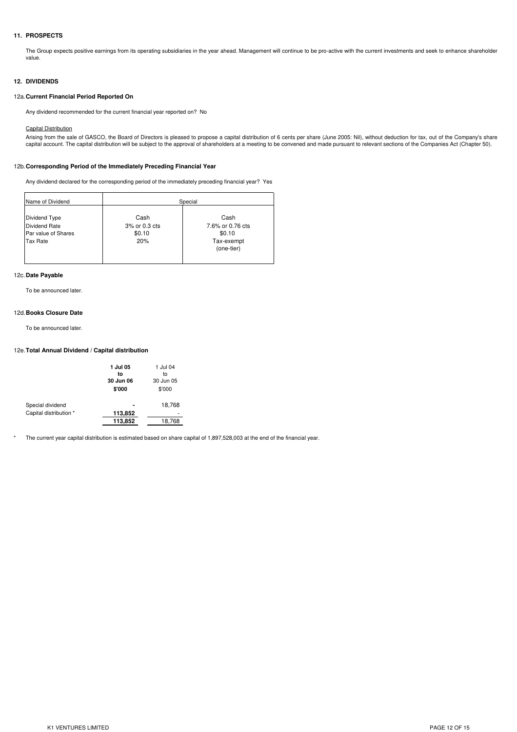## 11. PROSPECTS

The Group expects positive earnings from its operating subsidiaries in the year ahead. Management will continue to be pro-active with the current investments and seek to enhance shareholder value.

## 12. DIVIDENDS

### 12a. Current Financial Period Reported On

Any dividend recommended for the current financial year reported on? No

Capital Distribution

Arising from the sale of GASCO, the Board of Directors is pleased to propose a capital distribution of 6 cents per share (June 2005: Nil), without deduction for tax, out of the Company's share capital account. The capital distribution will be subject to the approval of shareholders at a meeting to be convened and made pursuant to relevant sections of the Companies Act (Chapter 50).

### 12b. Corresponding Period of the Immediately Preceding Financial Year

Any dividend declared for the corresponding period of the immediately preceding financial year? Yes

| Name of Dividend | Special | |
|---|---|---|
| Dividend Type | Cash | Cash |
| Dividend Rate | 3% or 0.3 cts | 7.6% or 0.76 cts |
| Par value of Shares | $0.10 | $0.10 |
| Tax Rate | 20% | Tax-exempt (one-tier) |

### 12c. Date Payable

To be announced later.

### 12d. Books Closure Date

To be announced later.

### 12e. Total Annual Dividend / Capital distribution

| | **1 Jul 05 to 30 Jun 06** | 1 Jul 04 to 30 Jun 05 |
|---|---|---|
| | **$'000** | $'000 |
| Special dividend | **-** | 18,768 |
| Capital distribution * | **113,852** | - |
| | **113,852** | 18,768 |

\* The current year capital distribution is estimated based on share capital of 1,897,528,003 at the end of the financial year.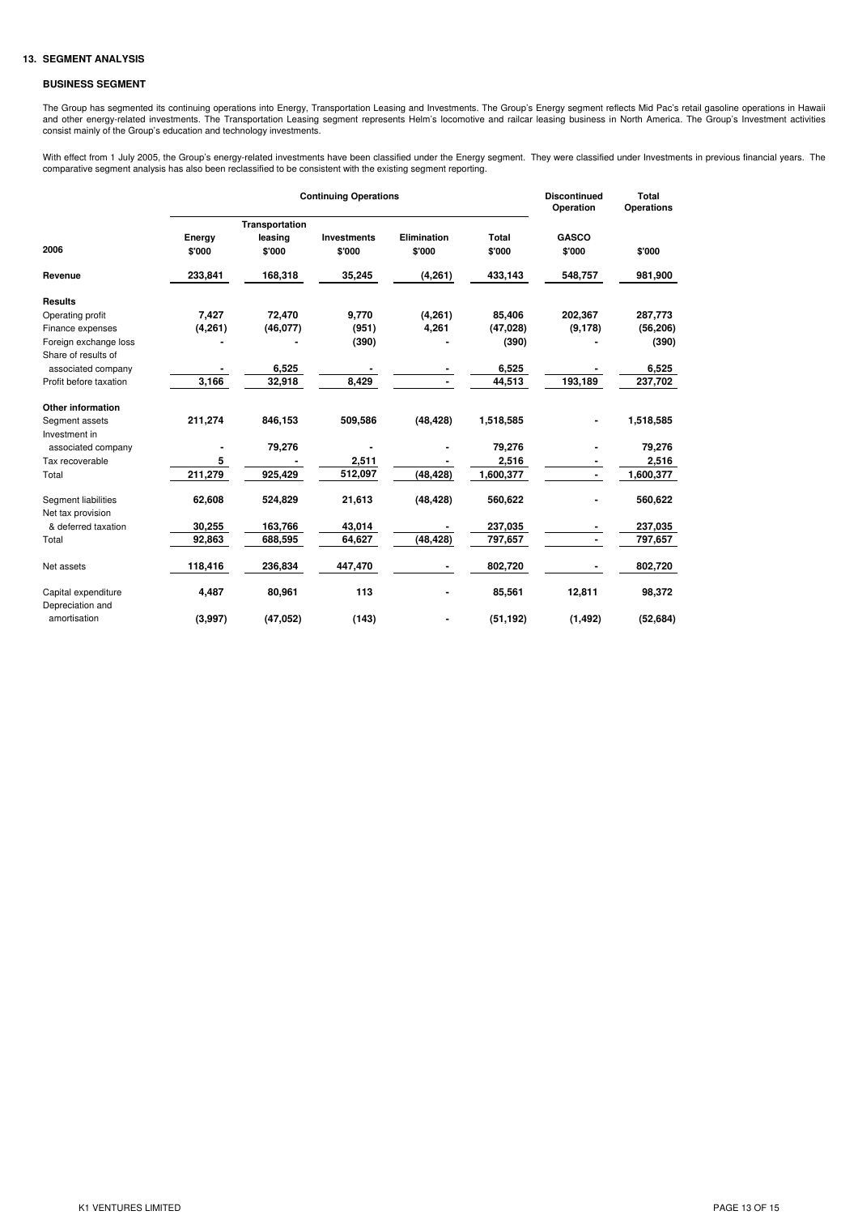## 13. SEGMENT ANALYSIS

### BUSINESS SEGMENT

The Group has segmented its continuing operations into Energy, Transportation Leasing and Investments. The Group's Energy segment reflects Mid Pac's retail gasoline operations in Hawaii and other energy-related investments. The Transportation Leasing segment represents Helm's locomotive and railcar leasing business in North America. The Group's Investment activities consist mainly of the Group's education and technology investments.

With effect from 1 July 2005, the Group's energy-related investments have been classified under the Energy segment. They were classified under Investments in previous financial years. The comparative segment analysis has also been reclassified to be consistent with the existing segment reporting.

| | Continuing Operations | | | | | Discontinued Operation | Total Operations |
|---|---|---|---|---|---|---|---|
| **2006** | **Energy $'000** | **Transportation leasing $'000** | **Investments $'000** | **Elimination $'000** | **Total $'000** | **GASCO $'000** | **$'000** |
| **Revenue** | **233,841** | **168,318** | **35,245** | **(4,261)** | **433,143** | **548,757** | **981,900** |
| **Results** | | | | | | | |
| Operating profit | 7,427 | 72,470 | 9,770 | (4,261) | 85,406 | 202,367 | 287,773 |
| Finance expenses | (4,261) | (46,077) | (951) | 4,261 | (47,028) | (9,178) | (56,206) |
| Foreign exchange loss | - | - | (390) | - | (390) | - | (390) |
| Share of results of associated company | - | 6,525 | - | - | 6,525 | - | 6,525 |
| Profit before taxation | 3,166 | 32,918 | 8,429 | - | 44,513 | 193,189 | 237,702 |
| **Other information** | | | | | | | |
| Segment assets | 211,274 | 846,153 | 509,586 | (48,428) | 1,518,585 | - | 1,518,585 |
| Investment in associated company | - | 79,276 | - | - | 79,276 | - | 79,276 |
| Tax recoverable | 5 | - | 2,511 | - | 2,516 | - | 2,516 |
| Total | 211,279 | 925,429 | 512,097 | (48,428) | 1,600,377 | - | 1,600,377 |
| Segment liabilities | 62,608 | 524,829 | 21,613 | (48,428) | 560,622 | - | 560,622 |
| Net tax provision & deferred taxation | 30,255 | 163,766 | 43,014 | - | 237,035 | - | 237,035 |
| Total | 92,863 | 688,595 | 64,627 | (48,428) | 797,657 | - | 797,657 |
| Net assets | 118,416 | 236,834 | 447,470 | - | 802,720 | - | 802,720 |
| Capital expenditure | 4,487 | 80,961 | 113 | - | 85,561 | 12,811 | 98,372 |
| Depreciation and amortisation | (3,997) | (47,052) | (143) | - | (51,192) | (1,492) | (52,684) |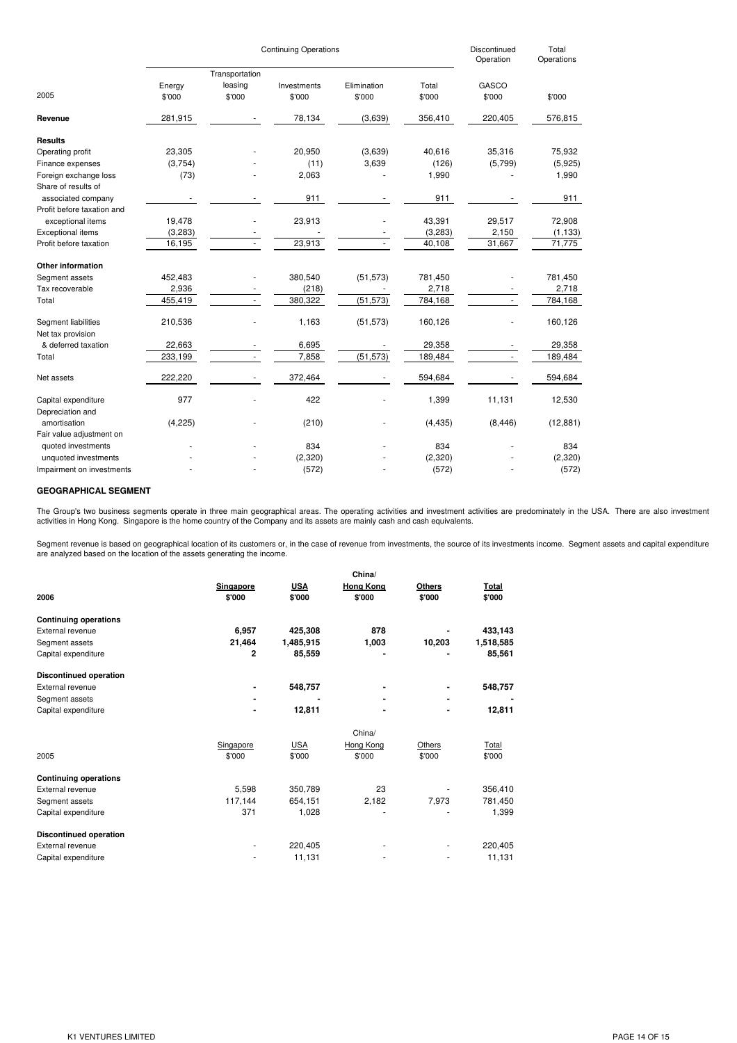| | Continuing Operations | | | | | Discontinued Operation | Total Operations |
|---|---|---|---|---|---|---|---|
| 2005 | Energy $'000 | Transportation leasing $'000 | Investments $'000 | Elimination $'000 | Total $'000 | GASCO $'000 | $'000 |
| **Revenue** | 281,915 | - | 78,134 | (3,639) | 356,410 | 220,405 | 576,815 |
| **Results** | | | | | | | |
| Operating profit | 23,305 | - | 20,950 | (3,639) | 40,616 | 35,316 | 75,932 |
| Finance expenses | (3,754) | - | (11) | 3,639 | (126) | (5,799) | (5,925) |
| Foreign exchange loss | (73) | - | 2,063 | - | 1,990 | - | 1,990 |
| Share of results of associated company | - | - | 911 | - | 911 | - | 911 |
| Profit before taxation and exceptional items | 19,478 | - | 23,913 | - | 43,391 | 29,517 | 72,908 |
| Exceptional items | (3,283) | - | - | - | (3,283) | 2,150 | (1,133) |
| Profit before taxation | 16,195 | - | 23,913 | - | 40,108 | 31,667 | 71,775 |
| **Other information** | | | | | | | |
| Segment assets | 452,483 | - | 380,540 | (51,573) | 781,450 | - | 781,450 |
| Tax recoverable | 2,936 | - | (218) | - | 2,718 | - | 2,718 |
| Total | 455,419 | - | 380,322 | (51,573) | 784,168 | - | 784,168 |
| Segment liabilities | 210,536 | - | 1,163 | (51,573) | 160,126 | - | 160,126 |
| Net tax provision & deferred taxation | 22,663 | - | 6,695 | - | 29,358 | - | 29,358 |
| Total | 233,199 | - | 7,858 | (51,573) | 189,484 | - | 189,484 |
| Net assets | 222,220 | - | 372,464 | - | 594,684 | - | 594,684 |
| Capital expenditure | 977 | - | 422 | - | 1,399 | 11,131 | 12,530 |
| Depreciation and amortisation | (4,225) | - | (210) | - | (4,435) | (8,446) | (12,881) |
| Fair value adjustment on quoted investments | - | - | 834 | - | 834 | - | 834 |
| unquoted investments | - | - | (2,320) | - | (2,320) | - | (2,320) |
| Impairment on investments | - | - | (572) | - | (572) | - | (572) |

**GEOGRAPHICAL SEGMENT**

The Group's two business segments operate in three main geographical areas. The operating activities and investment activities are predominately in the USA. There are also investment activities in Hong Kong. Singapore is the home country of the Company and its assets are mainly cash and cash equivalents.

Segment revenue is based on geographical location of its customers or, in the case of revenue from investments, the source of its investments income. Segment assets and capital expenditure are analyzed based on the location of the assets generating the income.

| **2006** | **Singapore $'000** | **USA $'000** | **China/ Hong Kong $'000** | **Others $'000** | **Total $'000** |
|---|---|---|---|---|---|
| **Continuing operations** | | | | | |
| External revenue | **6,957** | **425,308** | **878** | **-** | **433,143** |
| Segment assets | **21,464** | **1,485,915** | **1,003** | **10,203** | **1,518,585** |
| Capital expenditure | **2** | **85,559** | **-** | **-** | **85,561** |
| **Discontinued operation** | | | | | |
| External revenue | **-** | **548,757** | **-** | **-** | **548,757** |
| Segment assets | **-** | **-** | **-** | **-** | **-** |
| Capital expenditure | **-** | **12,811** | **-** | **-** | **12,811** |

| 2005 | Singapore $'000 | USA $'000 | China/ Hong Kong $'000 | Others $'000 | Total $'000 |
|---|---|---|---|---|---|
| **Continuing operations** | | | | | |
| External revenue | 5,598 | 350,789 | 23 | - | 356,410 |
| Segment assets | 117,144 | 654,151 | 2,182 | 7,973 | 781,450 |
| Capital expenditure | 371 | 1,028 | - | - | 1,399 |
| **Discontinued operation** | | | | | |
| External revenue | - | 220,405 | - | - | 220,405 |
| Capital expenditure | - | 11,131 | - | - | 11,131 |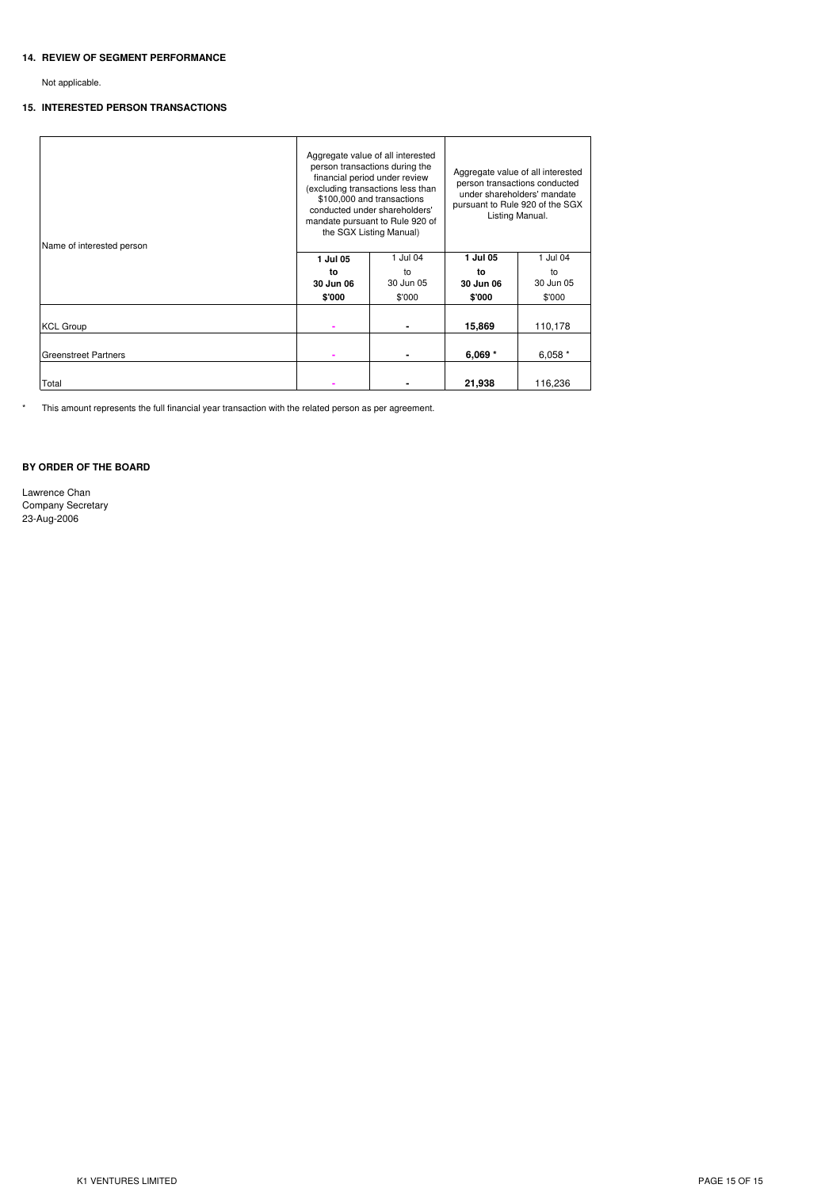## 14. REVIEW OF SEGMENT PERFORMANCE

Not applicable.

## 15. INTERESTED PERSON TRANSACTIONS

| Name of interested person | Aggregate value of all interested person transactions during the financial period under review (excluding transactions less than $100,000 and transactions conducted under shareholders' mandate pursuant to Rule 920 of the SGX Listing Manual) | | Aggregate value of all interested person transactions conducted under shareholders' mandate pursuant to Rule 920 of the SGX Listing Manual. | |
|---|---|---|---|---|
| | **1 Jul 05 to 30 Jun 06 $'000** | 1 Jul 04 to 30 Jun 05 $'000 | **1 Jul 05 to 30 Jun 06 $'000** | 1 Jul 04 to 30 Jun 05 $'000 |
| KCL Group | - | - | **15,869** | 110,178 |
| Greenstreet Partners | - | - | **6,069 *** | 6,058 * |
| Total | - | - | **21,938** | 116,236 |

\* This amount represents the full financial year transaction with the related person as per agreement.

**BY ORDER OF THE BOARD**

Lawrence Chan
Company Secretary
23-Aug-2006